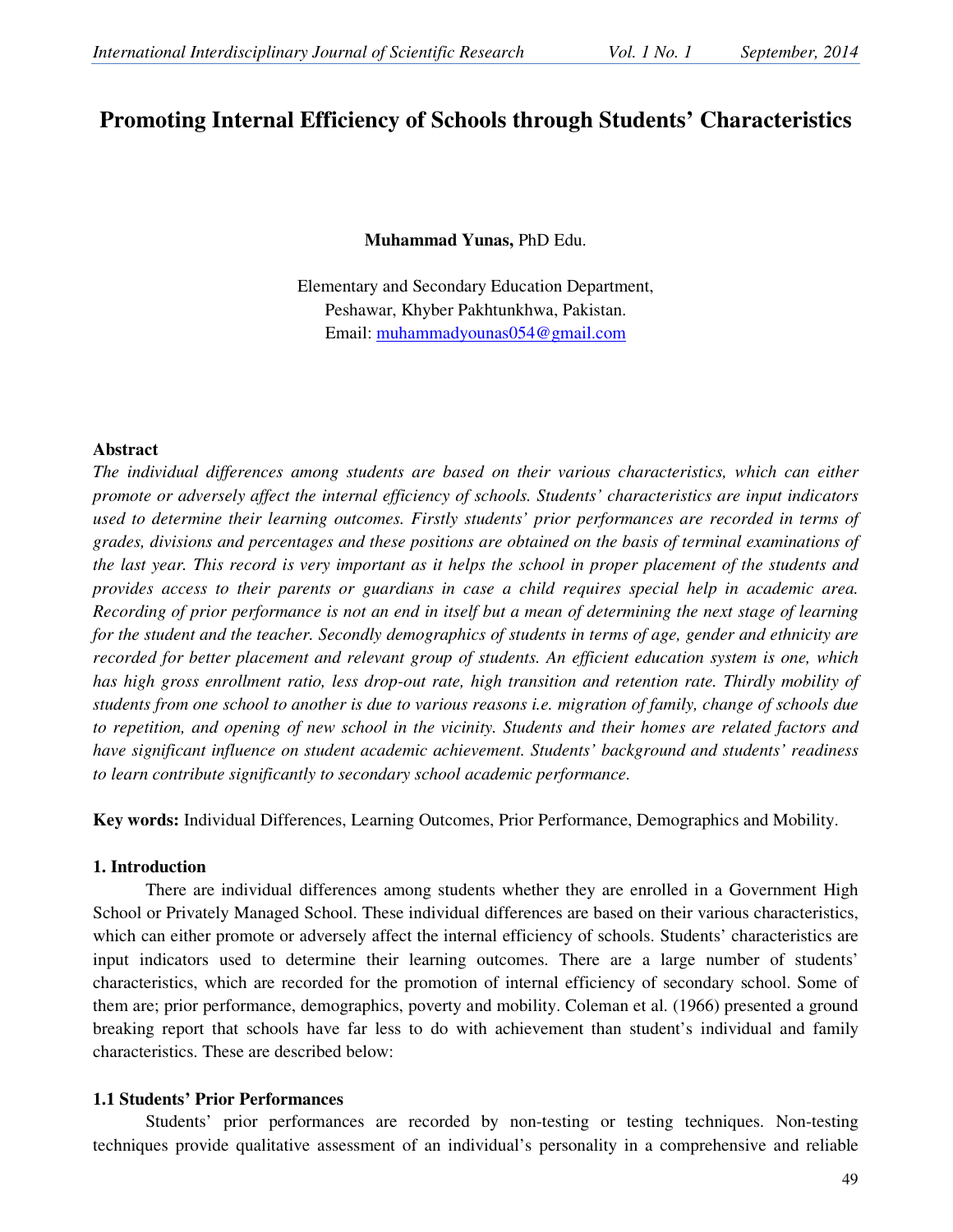# Promoting Internal Efficiency of Schools through Students' Characteristics

**Muhammad Yunas,** PhD Edu.

Elementary and Secondary Education Department,
Peshawar, Khyber Pakhtunkhwa, Pakistan.
Email: muhammadyounas054@gmail.com

## Abstract

*The individual differences among students are based on their various characteristics, which can either promote or adversely affect the internal efficiency of schools. Students' characteristics are input indicators used to determine their learning outcomes. Firstly students' prior performances are recorded in terms of grades, divisions and percentages and these positions are obtained on the basis of terminal examinations of the last year. This record is very important as it helps the school in proper placement of the students and provides access to their parents or guardians in case a child requires special help in academic area. Recording of prior performance is not an end in itself but a mean of determining the next stage of learning for the student and the teacher. Secondly demographics of students in terms of age, gender and ethnicity are recorded for better placement and relevant group of students. An efficient education system is one, which has high gross enrollment ratio, less drop-out rate, high transition and retention rate. Thirdly mobility of students from one school to another is due to various reasons i.e. migration of family, change of schools due to repetition, and opening of new school in the vicinity. Students and their homes are related factors and have significant influence on student academic achievement. Students' background and students' readiness to learn contribute significantly to secondary school academic performance.*

**Key words:** Individual Differences, Learning Outcomes, Prior Performance, Demographics and Mobility.

## 1. Introduction

There are individual differences among students whether they are enrolled in a Government High School or Privately Managed School. These individual differences are based on their various characteristics, which can either promote or adversely affect the internal efficiency of schools. Students' characteristics are input indicators used to determine their learning outcomes. There are a large number of students' characteristics, which are recorded for the promotion of internal efficiency of secondary school. Some of them are; prior performance, demographics, poverty and mobility. Coleman et al. (1966) presented a ground breaking report that schools have far less to do with achievement than student's individual and family characteristics. These are described below:

### 1.1 Students' Prior Performances

Students' prior performances are recorded by non-testing or testing techniques. Non-testing techniques provide qualitative assessment of an individual's personality in a comprehensive and reliable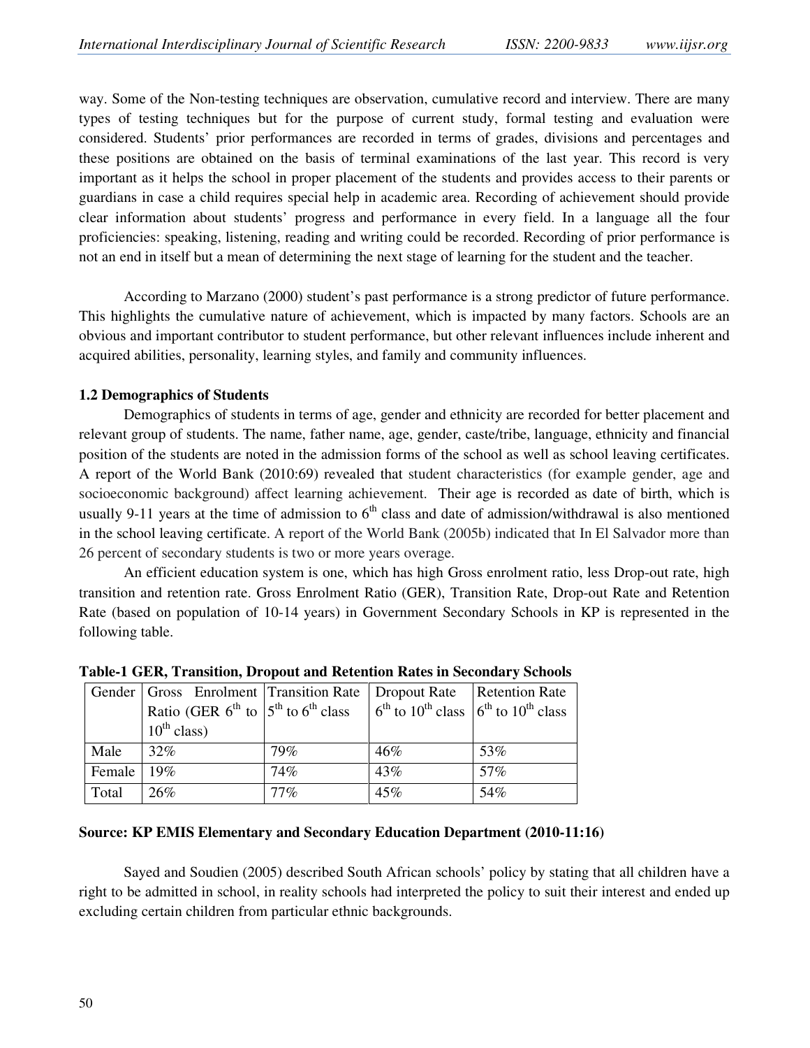way. Some of the Non-testing techniques are observation, cumulative record and interview. There are many types of testing techniques but for the purpose of current study, formal testing and evaluation were considered. Students' prior performances are recorded in terms of grades, divisions and percentages and these positions are obtained on the basis of terminal examinations of the last year. This record is very important as it helps the school in proper placement of the students and provides access to their parents or guardians in case a child requires special help in academic area. Recording of achievement should provide clear information about students' progress and performance in every field. In a language all the four proficiencies: speaking, listening, reading and writing could be recorded. Recording of prior performance is not an end in itself but a mean of determining the next stage of learning for the student and the teacher.

According to Marzano (2000) student's past performance is a strong predictor of future performance. This highlights the cumulative nature of achievement, which is impacted by many factors. Schools are an obvious and important contributor to student performance, but other relevant influences include inherent and acquired abilities, personality, learning styles, and family and community influences.

### 1.2 Demographics of Students

Demographics of students in terms of age, gender and ethnicity are recorded for better placement and relevant group of students. The name, father name, age, gender, caste/tribe, language, ethnicity and financial position of the students are noted in the admission forms of the school as well as school leaving certificates. A report of the World Bank (2010:69) revealed that student characteristics (for example gender, age and socioeconomic background) affect learning achievement. Their age is recorded as date of birth, which is usually 9-11 years at the time of admission to 6th class and date of admission/withdrawal is also mentioned in the school leaving certificate. A report of the World Bank (2005b) indicated that In El Salvador more than 26 percent of secondary students is two or more years overage.

An efficient education system is one, which has high Gross enrolment ratio, less Drop-out rate, high transition and retention rate. Gross Enrolment Ratio (GER), Transition Rate, Drop-out Rate and Retention Rate (based on population of 10-14 years) in Government Secondary Schools in KP is represented in the following table.

**Table-1 GER, Transition, Dropout and Retention Rates in Secondary Schools**

| Gender | Gross Enrolment Ratio (GER 6th to 10th class) | Transition Rate 5th to 6th class | Dropout Rate 6th to 10th class | Retention Rate 6th to 10th class |
|---|---|---|---|---|
| Male | 32% | 79% | 46% | 53% |
| Female | 19% | 74% | 43% | 57% |
| Total | 26% | 77% | 45% | 54% |

**Source: KP EMIS Elementary and Secondary Education Department (2010-11:16)**

Sayed and Soudien (2005) described South African schools' policy by stating that all children have a right to be admitted in school, in reality schools had interpreted the policy to suit their interest and ended up excluding certain children from particular ethnic backgrounds.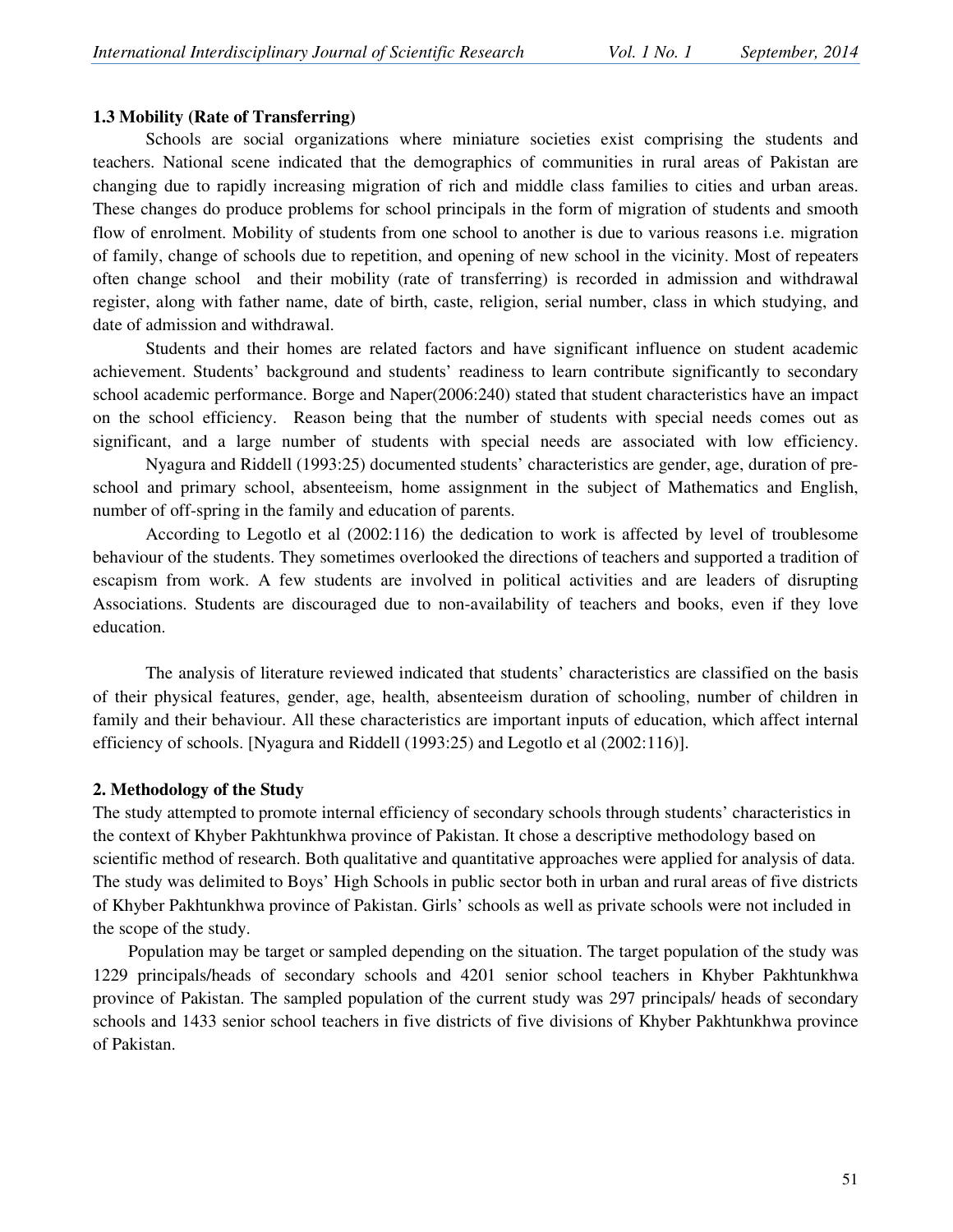### 1.3 Mobility (Rate of Transferring)

Schools are social organizations where miniature societies exist comprising the students and teachers. National scene indicated that the demographics of communities in rural areas of Pakistan are changing due to rapidly increasing migration of rich and middle class families to cities and urban areas. These changes do produce problems for school principals in the form of migration of students and smooth flow of enrolment. Mobility of students from one school to another is due to various reasons i.e. migration of family, change of schools due to repetition, and opening of new school in the vicinity. Most of repeaters often change school and their mobility (rate of transferring) is recorded in admission and withdrawal register, along with father name, date of birth, caste, religion, serial number, class in which studying, and date of admission and withdrawal.

Students and their homes are related factors and have significant influence on student academic achievement. Students' background and students' readiness to learn contribute significantly to secondary school academic performance. Borge and Naper(2006:240) stated that student characteristics have an impact on the school efficiency. Reason being that the number of students with special needs comes out as significant, and a large number of students with special needs are associated with low efficiency.

Nyagura and Riddell (1993:25) documented students' characteristics are gender, age, duration of pre-school and primary school, absenteeism, home assignment in the subject of Mathematics and English, number of off-spring in the family and education of parents.

According to Legotlo et al (2002:116) the dedication to work is affected by level of troublesome behaviour of the students. They sometimes overlooked the directions of teachers and supported a tradition of escapism from work. A few students are involved in political activities and are leaders of disrupting Associations. Students are discouraged due to non-availability of teachers and books, even if they love education.

The analysis of literature reviewed indicated that students' characteristics are classified on the basis of their physical features, gender, age, health, absenteeism duration of schooling, number of children in family and their behaviour. All these characteristics are important inputs of education, which affect internal efficiency of schools. [Nyagura and Riddell (1993:25) and Legotlo et al (2002:116)].

## 2. Methodology of the Study

The study attempted to promote internal efficiency of secondary schools through students' characteristics in the context of Khyber Pakhtunkhwa province of Pakistan. It chose a descriptive methodology based on scientific method of research. Both qualitative and quantitative approaches were applied for analysis of data. The study was delimited to Boys' High Schools in public sector both in urban and rural areas of five districts of Khyber Pakhtunkhwa province of Pakistan. Girls' schools as well as private schools were not included in the scope of the study.

Population may be target or sampled depending on the situation. The target population of the study was 1229 principals/heads of secondary schools and 4201 senior school teachers in Khyber Pakhtunkhwa province of Pakistan. The sampled population of the current study was 297 principals/ heads of secondary schools and 1433 senior school teachers in five districts of five divisions of Khyber Pakhtunkhwa province of Pakistan.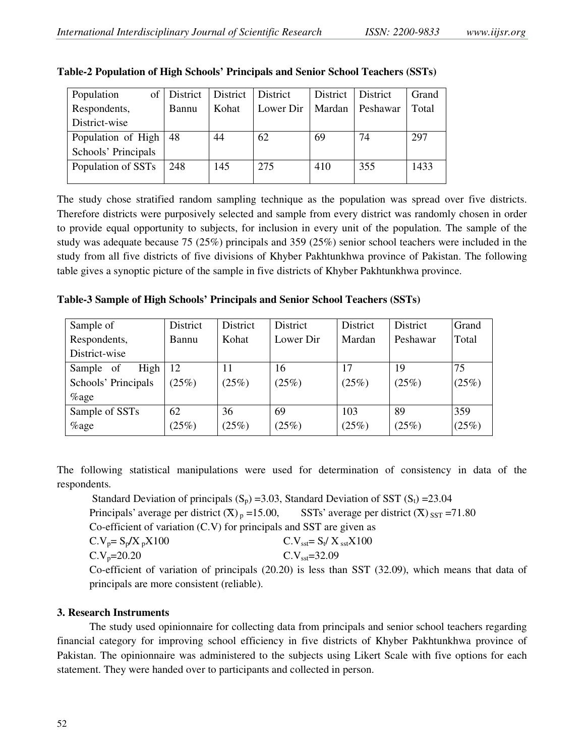**Table-2 Population of High Schools' Principals and Senior School Teachers (SSTs)**

| Population of Respondents, District-wise | District Bannu | District Kohat | District Lower Dir | District Mardan | District Peshawar | Grand Total |
|---|---|---|---|---|---|---|
| Population of High Schools' Principals | 48 | 44 | 62 | 69 | 74 | 297 |
| Population of SSTs | 248 | 145 | 275 | 410 | 355 | 1433 |

The study chose stratified random sampling technique as the population was spread over five districts. Therefore districts were purposively selected and sample from every district was randomly chosen in order to provide equal opportunity to subjects, for inclusion in every unit of the population. The sample of the study was adequate because 75 (25%) principals and 359 (25%) senior school teachers were included in the study from all five districts of five divisions of Khyber Pakhtunkhwa province of Pakistan. The following table gives a synoptic picture of the sample in five districts of Khyber Pakhtunkhwa province.

**Table-3 Sample of High Schools' Principals and Senior School Teachers (SSTs)**

| Sample of Respondents, District-wise | District Bannu | District Kohat | District Lower Dir | District Mardan | District Peshawar | Grand Total |
|---|---|---|---|---|---|---|
| Sample of High Schools' Principals %age | 12 (25%) | 11 (25%) | 16 (25%) | 17 (25%) | 19 (25%) | 75 (25%) |
| Sample of SSTs %age | 62 (25%) | 36 (25%) | 69 (25%) | 103 (25%) | 89 (25%) | 359 (25%) |

The following statistical manipulations were used for determination of consistency in data of the respondents.

Standard Deviation of principals ($S_p$) =3.03, Standard Deviation of SST ($S_t$) =23.04

Principals' average per district $(\bar{X})_p$ =15.00, SSTs' average per district $(\bar{X})_{SST}$ =71.80

Co-efficient of variation (C.V) for principals and SST are given as

$C.V_p = S_p / X_p X100$ $C.V_{sst} = S_t / X_{sst} X100$

$C.V_p$=20.20 $C.V_{sst}$=32.09

Co-efficient of variation of principals (20.20) is less than SST (32.09), which means that data of principals are more consistent (reliable).

### 3. Research Instruments

The study used opinionnaire for collecting data from principals and senior school teachers regarding financial category for improving school efficiency in five districts of Khyber Pakhtunkhwa province of Pakistan. The opinionnaire was administered to the subjects using Likert Scale with five options for each statement. They were handed over to participants and collected in person.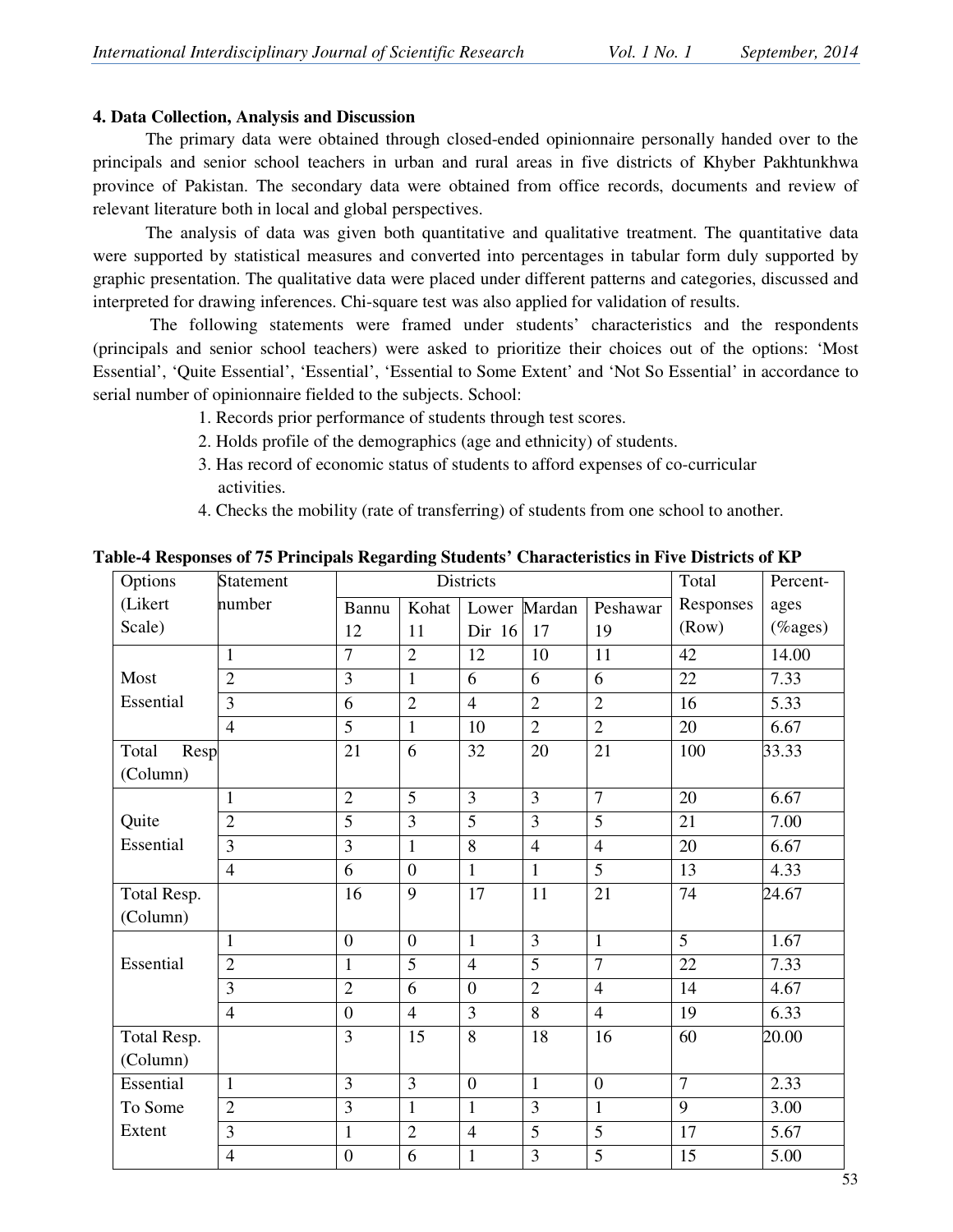## 4. Data Collection, Analysis and Discussion

The primary data were obtained through closed-ended opinionnaire personally handed over to the principals and senior school teachers in urban and rural areas in five districts of Khyber Pakhtunkhwa province of Pakistan. The secondary data were obtained from office records, documents and review of relevant literature both in local and global perspectives.

The analysis of data was given both quantitative and qualitative treatment. The quantitative data were supported by statistical measures and converted into percentages in tabular form duly supported by graphic presentation. The qualitative data were placed under different patterns and categories, discussed and interpreted for drawing inferences. Chi-square test was also applied for validation of results.

The following statements were framed under students' characteristics and the respondents (principals and senior school teachers) were asked to prioritize their choices out of the options: 'Most Essential', 'Quite Essential', 'Essential', 'Essential to Some Extent' and 'Not So Essential' in accordance to serial number of opinionnaire fielded to the subjects. School:

1. Records prior performance of students through test scores.
2. Holds profile of the demographics (age and ethnicity) of students.
3. Has record of economic status of students to afford expenses of co-curricular activities.
4. Checks the mobility (rate of transferring) of students from one school to another.

**Table-4 Responses of 75 Principals Regarding Students' Characteristics in Five Districts of KP**

| Options (Likert Scale) | Statement number | Districts | | | | | Total Responses (Row) | Percent-ages (%ages) |
|---|---|---|---|---|---|---|---|---|
| | | Bannu 12 | Kohat 11 | Lower Dir 16 | Mardan 17 | Peshawar 19 | | |
| Most Essential | 1 | 7 | 2 | 12 | 10 | 11 | 42 | 14.00 |
| | 2 | 3 | 1 | 6 | 6 | 6 | 22 | 7.33 |
| | 3 | 6 | 2 | 4 | 2 | 2 | 16 | 5.33 |
| | 4 | 5 | 1 | 10 | 2 | 2 | 20 | 6.67 |
| Total Resp (Column) | | 21 | 6 | 32 | 20 | 21 | 100 | 33.33 |
| Quite Essential | 1 | 2 | 5 | 3 | 3 | 7 | 20 | 6.67 |
| | 2 | 5 | 3 | 5 | 3 | 5 | 21 | 7.00 |
| | 3 | 3 | 1 | 8 | 4 | 4 | 20 | 6.67 |
| | 4 | 6 | 0 | 1 | 1 | 5 | 13 | 4.33 |
| Total Resp. (Column) | | 16 | 9 | 17 | 11 | 21 | 74 | 24.67 |
| Essential | 1 | 0 | 0 | 1 | 3 | 1 | 5 | 1.67 |
| | 2 | 1 | 5 | 4 | 5 | 7 | 22 | 7.33 |
| | 3 | 2 | 6 | 0 | 2 | 4 | 14 | 4.67 |
| | 4 | 0 | 4 | 3 | 8 | 4 | 19 | 6.33 |
| Total Resp. (Column) | | 3 | 15 | 8 | 18 | 16 | 60 | 20.00 |
| Essential To Some Extent | 1 | 3 | 3 | 0 | 1 | 0 | 7 | 2.33 |
| | 2 | 3 | 1 | 1 | 3 | 1 | 9 | 3.00 |
| | 3 | 1 | 2 | 4 | 5 | 5 | 17 | 5.67 |
| | 4 | 0 | 6 | 1 | 3 | 5 | 15 | 5.00 |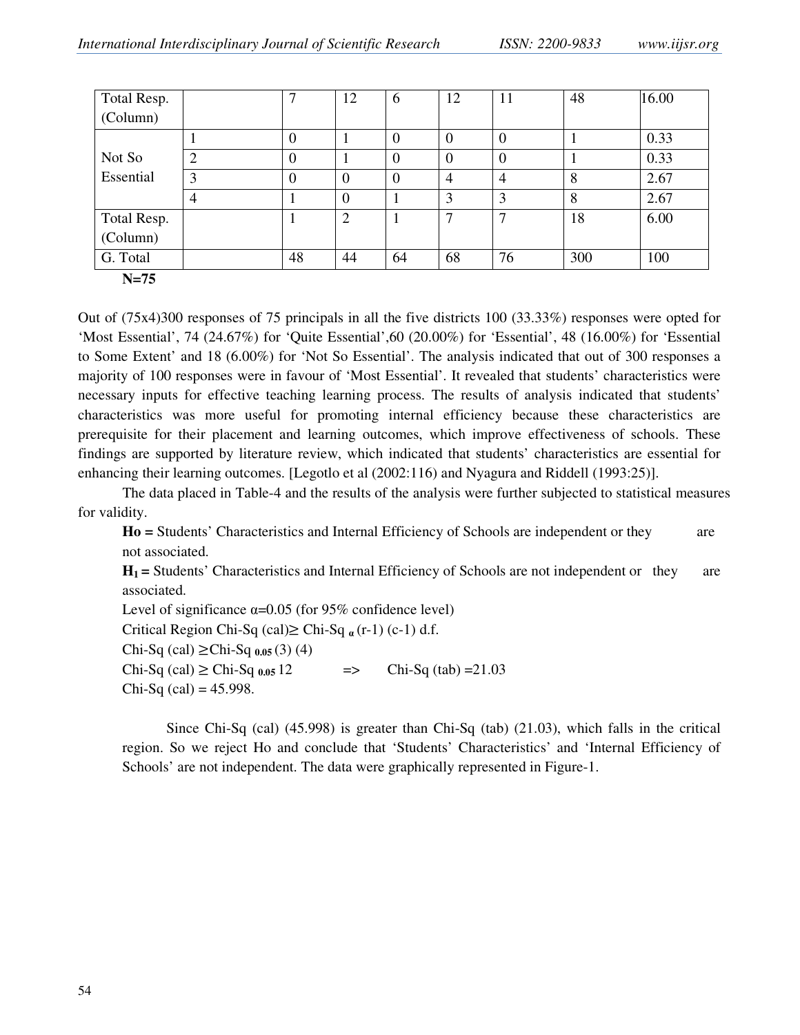| Total Resp. (Column) | | 7 | 12 | 6 | 12 | 11 | 48 | 16.00 |
|---|---|---|---|---|---|---|---|---|
| Not So Essential | 1 | 0 | 1 | 0 | 0 | 0 | 1 | 0.33 |
| | 2 | 0 | 1 | 0 | 0 | 0 | 1 | 0.33 |
| | 3 | 0 | 0 | 0 | 4 | 4 | 8 | 2.67 |
| | 4 | 1 | 0 | 1 | 3 | 3 | 8 | 2.67 |
| Total Resp. (Column) | | 1 | 2 | 1 | 7 | 7 | 18 | 6.00 |
| G. Total | | 48 | 44 | 64 | 68 | 76 | 300 | 100 |

**N=75**

Out of (75x4)300 responses of 75 principals in all the five districts 100 (33.33%) responses were opted for 'Most Essential', 74 (24.67%) for 'Quite Essential',60 (20.00%) for 'Essential', 48 (16.00%) for 'Essential to Some Extent' and 18 (6.00%) for 'Not So Essential'. The analysis indicated that out of 300 responses a majority of 100 responses were in favour of 'Most Essential'. It revealed that students' characteristics were necessary inputs for effective teaching learning process. The results of analysis indicated that students' characteristics was more useful for promoting internal efficiency because these characteristics are prerequisite for their placement and learning outcomes, which improve effectiveness of schools. These findings are supported by literature review, which indicated that students' characteristics are essential for enhancing their learning outcomes. [Legotlo et al (2002:116) and Nyagura and Riddell (1993:25)].

The data placed in Table-4 and the results of the analysis were further subjected to statistical measures for validity.

**Ho =** Students' Characteristics and Internal Efficiency of Schools are independent or they are not associated.

**$H_1$ =** Students' Characteristics and Internal Efficiency of Schools are not independent or they are associated.

Level of significance $\alpha$=0.05 (for 95% confidence level)

Critical Region Chi-Sq (cal)$\geq$ Chi-Sq $_{\alpha}$ (r-1) (c-1) d.f.

Chi-Sq (cal) $\geq$Chi-Sq $_{0.05}$ (3) (4)

Chi-Sq (cal) $\geq$ Chi-Sq $_{0.05}$ 12 => Chi-Sq (tab) =21.03

Chi-Sq (cal) = 45.998.

Since Chi-Sq (cal) (45.998) is greater than Chi-Sq (tab) (21.03), which falls in the critical region. So we reject Ho and conclude that 'Students' Characteristics' and 'Internal Efficiency of Schools' are not independent. The data were graphically represented in Figure-1.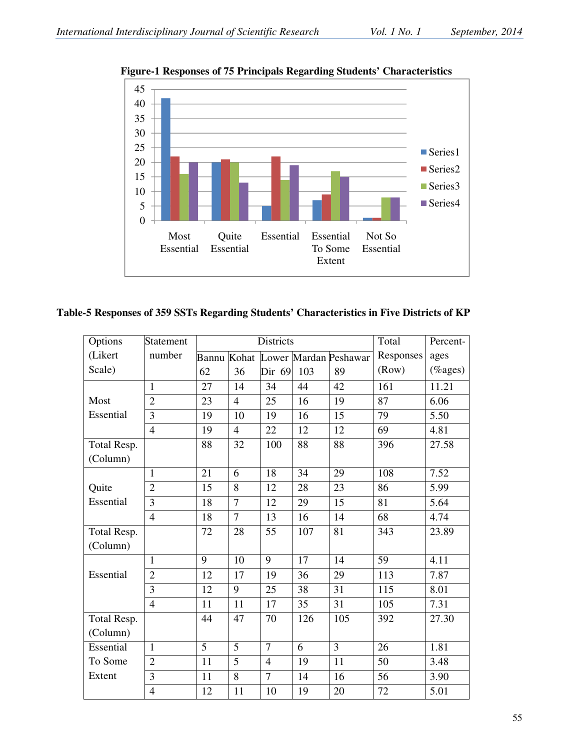**Figure-1 Responses of 75 Principals Regarding Students' Characteristics**

**Table-5 Responses of 359 SSTs Regarding Students' Characteristics in Five Districts of KP**

| Options (Likert Scale) | Statement number | Districts | | | | | Total Responses (Row) | Percent-ages (%ages) |
|---|---|---|---|---|---|---|---|---|
| | | Bannu 62 | Kohat 36 | Lower Dir 69 | Mardan 103 | Peshawar 89 | | |
| Most Essential | 1 | 27 | 14 | 34 | 44 | 42 | 161 | 11.21 |
| | 2 | 23 | 4 | 25 | 16 | 19 | 87 | 6.06 |
| | 3 | 19 | 10 | 19 | 16 | 15 | 79 | 5.50 |
| | 4 | 19 | 4 | 22 | 12 | 12 | 69 | 4.81 |
| Total Resp. (Column) | | 88 | 32 | 100 | 88 | 88 | 396 | 27.58 |
| Quite Essential | 1 | 21 | 6 | 18 | 34 | 29 | 108 | 7.52 |
| | 2 | 15 | 8 | 12 | 28 | 23 | 86 | 5.99 |
| | 3 | 18 | 7 | 12 | 29 | 15 | 81 | 5.64 |
| | 4 | 18 | 7 | 13 | 16 | 14 | 68 | 4.74 |
| Total Resp. (Column) | | 72 | 28 | 55 | 107 | 81 | 343 | 23.89 |
| Essential | 1 | 9 | 10 | 9 | 17 | 14 | 59 | 4.11 |
| | 2 | 12 | 17 | 19 | 36 | 29 | 113 | 7.87 |
| | 3 | 12 | 9 | 25 | 38 | 31 | 115 | 8.01 |
| | 4 | 11 | 11 | 17 | 35 | 31 | 105 | 7.31 |
| Total Resp. (Column) | | 44 | 47 | 70 | 126 | 105 | 392 | 27.30 |
| Essential To Some Extent | 1 | 5 | 5 | 7 | 6 | 3 | 26 | 1.81 |
| | 2 | 11 | 5 | 4 | 19 | 11 | 50 | 3.48 |
| | 3 | 11 | 8 | 7 | 14 | 16 | 56 | 3.90 |
| | 4 | 12 | 11 | 10 | 19 | 20 | 72 | 5.01 |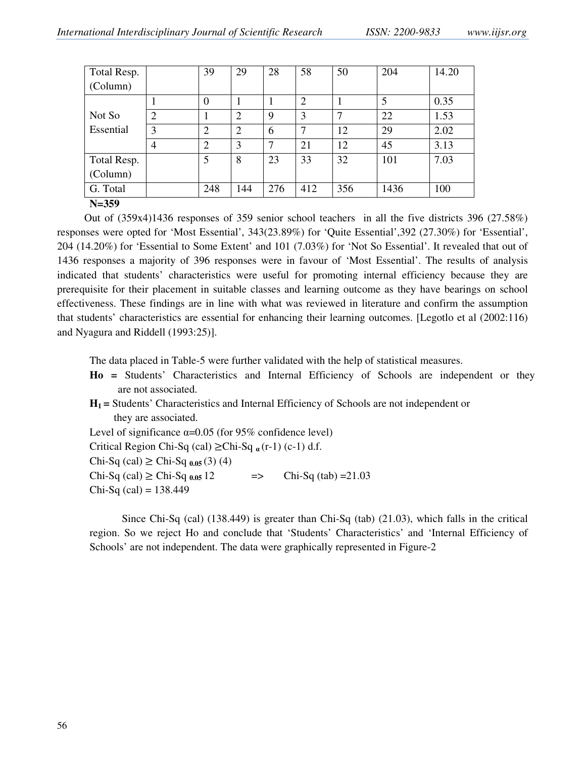| | | | | | | | | |
|---|---|---|---|---|---|---|---|---|
| Total Resp. (Column) | | 39 | 29 | 28 | 58 | 50 | 204 | 14.20 |
| Not So Essential | 1 | 0 | 1 | 1 | 2 | 1 | 5 | 0.35 |
| | 2 | 1 | 2 | 9 | 3 | 7 | 22 | 1.53 |
| | 3 | 2 | 2 | 6 | 7 | 12 | 29 | 2.02 |
| | 4 | 2 | 3 | 7 | 21 | 12 | 45 | 3.13 |
| Total Resp. (Column) | | 5 | 8 | 23 | 33 | 32 | 101 | 7.03 |
| G. Total | | 248 | 144 | 276 | 412 | 356 | 1436 | 100 |

**N=359**

Out of (359x4)1436 responses of 359 senior school teachers in all the five districts 396 (27.58%) responses were opted for 'Most Essential', 343(23.89%) for 'Quite Essential',392 (27.30%) for 'Essential', 204 (14.20%) for 'Essential to Some Extent' and 101 (7.03%) for 'Not So Essential'. It revealed that out of 1436 responses a majority of 396 responses were in favour of 'Most Essential'. The results of analysis indicated that students' characteristics were useful for promoting internal efficiency because they are prerequisite for their placement in suitable classes and learning outcome as they have bearings on school effectiveness. These findings are in line with what was reviewed in literature and confirm the assumption that students' characteristics are essential for enhancing their learning outcomes. [Legotlo et al (2002:116) and Nyagura and Riddell (1993:25)].

The data placed in Table-5 were further validated with the help of statistical measures.

**Ho =** Students' Characteristics and Internal Efficiency of Schools are independent or they are not associated.

**$H_1$ =** Students' Characteristics and Internal Efficiency of Schools are not independent or they are associated.

Level of significance $\alpha$=0.05 (for 95% confidence level)

Critical Region Chi-Sq (cal) $\geq$Chi-Sq $_{\alpha}$ (r-1) (c-1) d.f.

Chi-Sq (cal) $\geq$ Chi-Sq $_{0.05}$ (3) (4)

Chi-Sq (cal) $\geq$ Chi-Sq $_{0.05}$ 12 => Chi-Sq (tab) =21.03

Chi-Sq (cal) = 138.449

Since Chi-Sq (cal) (138.449) is greater than Chi-Sq (tab) (21.03), which falls in the critical region. So we reject Ho and conclude that 'Students' Characteristics' and 'Internal Efficiency of Schools' are not independent. The data were graphically represented in Figure-2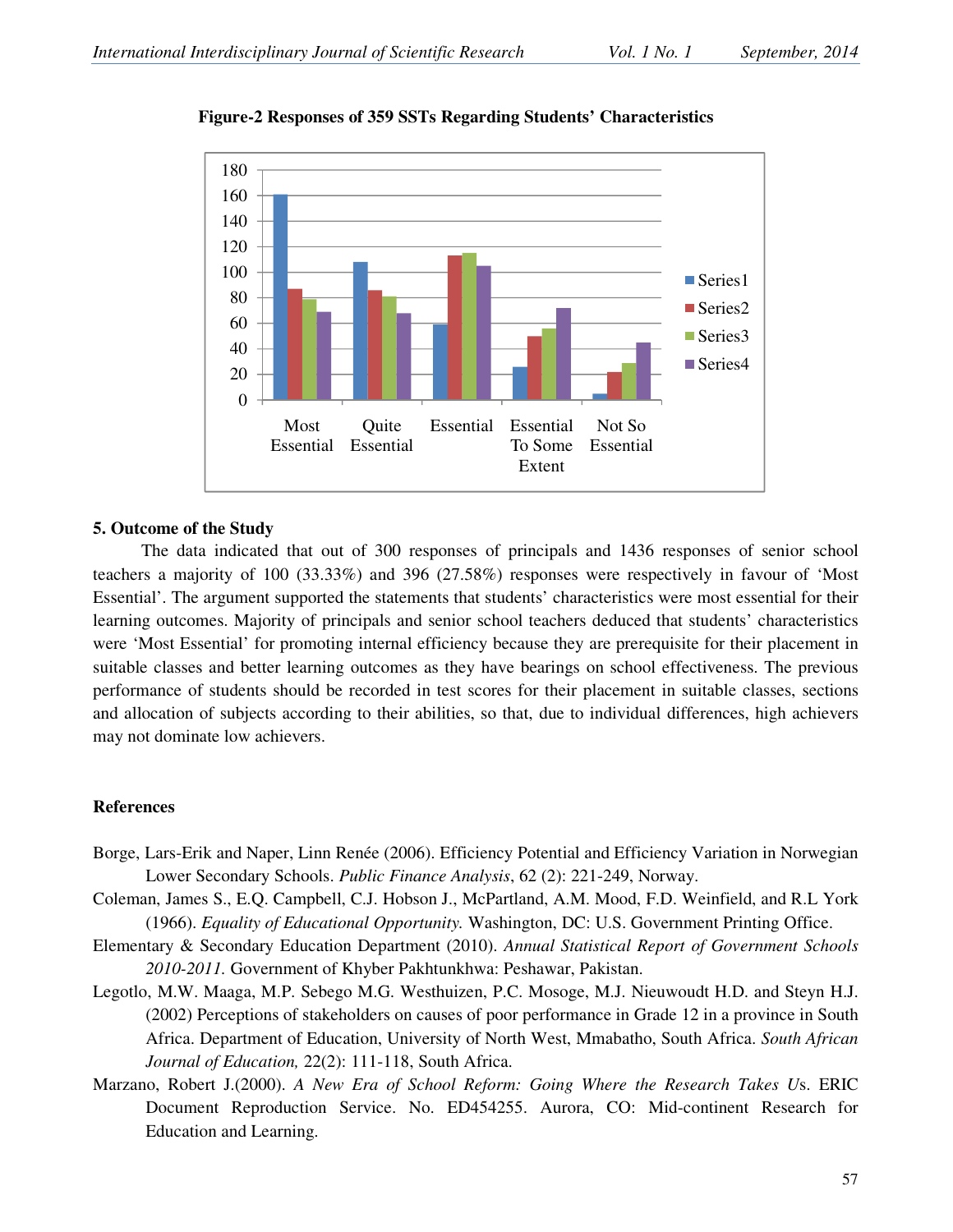**Figure-2 Responses of 359 SSTs Regarding Students' Characteristics**

## 5. Outcome of the Study

The data indicated that out of 300 responses of principals and 1436 responses of senior school teachers a majority of 100 (33.33%) and 396 (27.58%) responses were respectively in favour of 'Most Essential'. The argument supported the statements that students' characteristics were most essential for their learning outcomes. Majority of principals and senior school teachers deduced that students' characteristics were 'Most Essential' for promoting internal efficiency because they are prerequisite for their placement in suitable classes and better learning outcomes as they have bearings on school effectiveness. The previous performance of students should be recorded in test scores for their placement in suitable classes, sections and allocation of subjects according to their abilities, so that, due to individual differences, high achievers may not dominate low achievers.

## References

Borge, Lars-Erik and Naper, Linn Renée (2006). Efficiency Potential and Efficiency Variation in Norwegian Lower Secondary Schools. *Public Finance Analysis*, 62 (2): 221-249, Norway.

Coleman, James S., E.Q. Campbell, C.J. Hobson J., McPartland, A.M. Mood, F.D. Weinfield, and R.L York (1966). *Equality of Educational Opportunity.* Washington, DC: U.S. Government Printing Office.

Elementary & Secondary Education Department (2010). *Annual Statistical Report of Government Schools 2010-2011.* Government of Khyber Pakhtunkhwa: Peshawar, Pakistan.

Legotlo, M.W. Maaga, M.P. Sebego M.G. Westhuizen, P.C. Mosoge, M.J. Nieuwoudt H.D. and Steyn H.J. (2002) Perceptions of stakeholders on causes of poor performance in Grade 12 in a province in South Africa. Department of Education, University of North West, Mmabatho, South Africa. *South African Journal of Education,* 22(2): 111-118, South Africa.

Marzano, Robert J.(2000). *A New Era of School Reform: Going Where the Research Takes Us*. ERIC Document Reproduction Service. No. ED454255. Aurora, CO: Mid-continent Research for Education and Learning.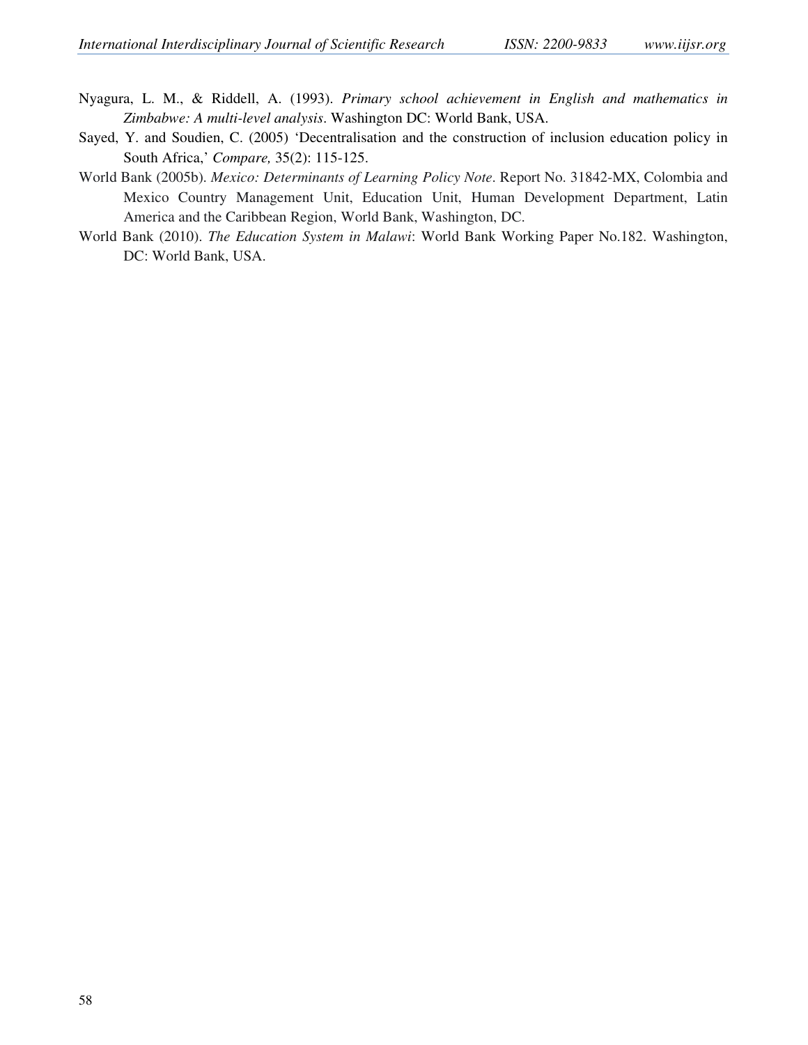Nyagura, L. M., & Riddell, A. (1993). *Primary school achievement in English and mathematics in Zimbabwe: A multi-level analysis*. Washington DC: World Bank, USA.

Sayed, Y. and Soudien, C. (2005) 'Decentralisation and the construction of inclusion education policy in South Africa,' *Compare,* 35(2): 115-125.

World Bank (2005b). *Mexico: Determinants of Learning Policy Note*. Report No. 31842-MX, Colombia and Mexico Country Management Unit, Education Unit, Human Development Department, Latin America and the Caribbean Region, World Bank, Washington, DC.

World Bank (2010). *The Education System in Malawi*: World Bank Working Paper No.182. Washington, DC: World Bank, USA.